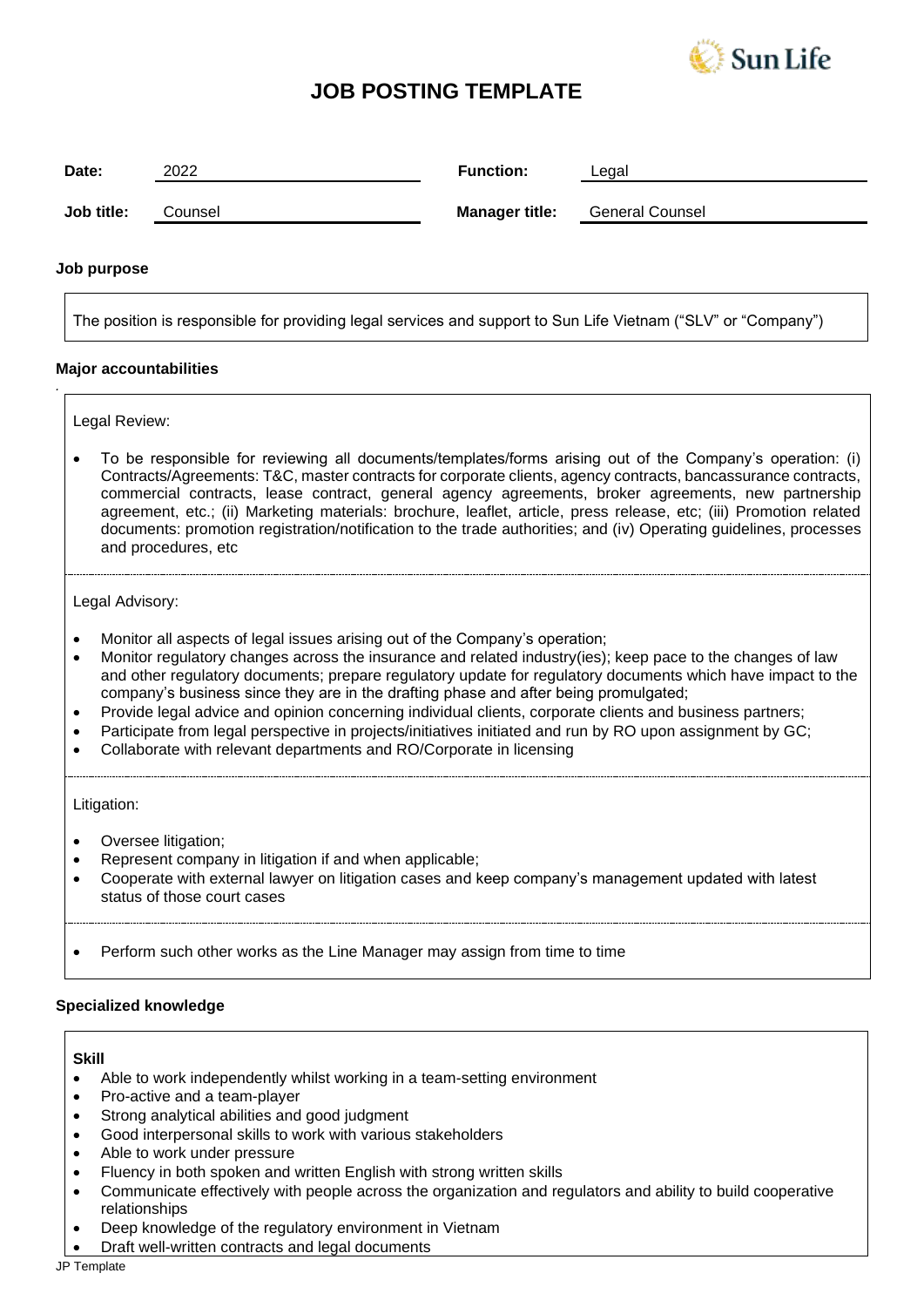# JOB POSTING TEMPLATE

| | | | |
|---|---|---|---|
| **Date:** | 2022 | **Function:** | Legal |
| **Job title:** | Counsel | **Manager title:** | General Counsel |

### Job purpose

The position is responsible for providing legal services and support to Sun Life Vietnam ("SLV" or "Company")

### Major accountabilities

Legal Review:

- To be responsible for reviewing all documents/templates/forms arising out of the Company's operation: (i) Contracts/Agreements: T&C, master contracts for corporate clients, agency contracts, bancassurance contracts, commercial contracts, lease contract, general agency agreements, broker agreements, new partnership agreement, etc.; (ii) Marketing materials: brochure, leaflet, article, press release, etc; (iii) Promotion related documents: promotion registration/notification to the trade authorities; and (iv) Operating guidelines, processes and procedures, etc

Legal Advisory:

- Monitor all aspects of legal issues arising out of the Company's operation;
- Monitor regulatory changes across the insurance and related industry(ies); keep pace to the changes of law and other regulatory documents; prepare regulatory update for regulatory documents which have impact to the company's business since they are in the drafting phase and after being promulgated;
- Provide legal advice and opinion concerning individual clients, corporate clients and business partners;
- Participate from legal perspective in projects/initiatives initiated and run by RO upon assignment by GC;
- Collaborate with relevant departments and RO/Corporate in licensing

Litigation:

- Oversee litigation;
- Represent company in litigation if and when applicable;
- Cooperate with external lawyer on litigation cases and keep company's management updated with latest status of those court cases

- Perform such other works as the Line Manager may assign from time to time

### Specialized knowledge

**Skill**

- Able to work independently whilst working in a team-setting environment
- Pro-active and a team-player
- Strong analytical abilities and good judgment
- Good interpersonal skills to work with various stakeholders
- Able to work under pressure
- Fluency in both spoken and written English with strong written skills
- Communicate effectively with people across the organization and regulators and ability to build cooperative relationships
- Deep knowledge of the regulatory environment in Vietnam
- Draft well-written contracts and legal documents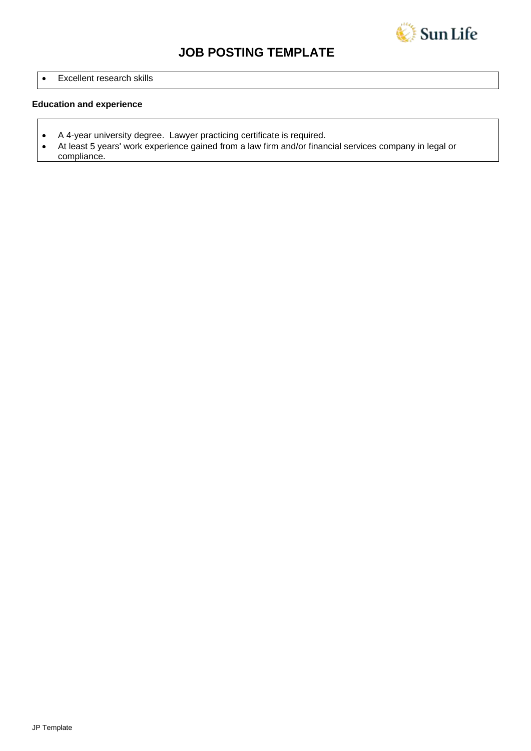- Excellent research skills

**Education and experience**

- A 4-year university degree.  Lawyer practicing certificate is required.
- At least 5 years' work experience gained from a law firm and/or financial services company in legal or compliance.